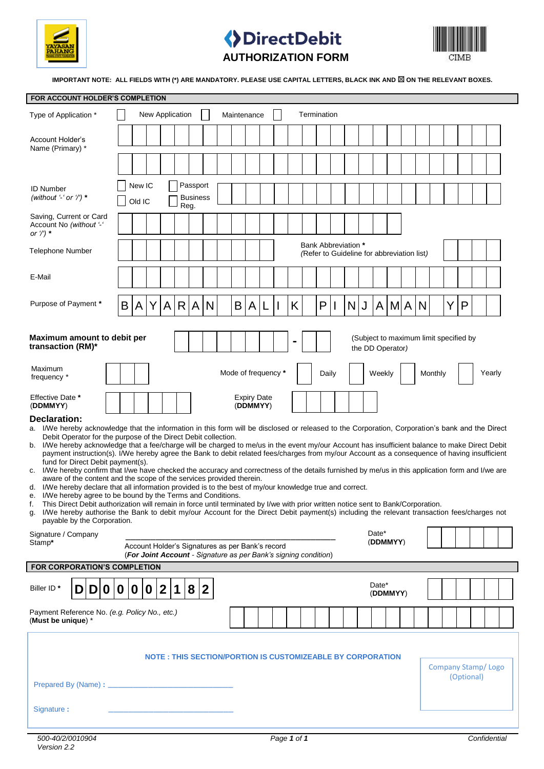# DirectDebit
## AUTHORIZATION FORM

CIMB

**IMPORTANT NOTE: ALL FIELDS WITH (*) ARE MANDATORY. PLEASE USE CAPITAL LETTERS, BLACK INK AND ☒ ON THE RELEVANT BOXES.**

### FOR ACCOUNT HOLDER'S COMPLETION

| Field | Entry |
|---|---|
| Type of Application * | ☐ New Application ☐ Maintenance ☐ Termination |
| Account Holder's Name (Primary) * | |
| ID Number *(without '-' or '/')* * | ☐ New IC ☐ Passport ☐ Old IC ☐ Business Reg. |
| Saving, Current or Card Account No *(without '-' or '/')* * | |
| Telephone Number | |
| Bank Abbreviation * (Refer to Guideline for abbreviation list) | |
| E-Mail | |
| Purpose of Payment * | BAYARAN BALIK PINJAMAN YP |

| Field | Entry |
|---|---|
| **Maximum amount to debit per transaction (RM)*** | - (Subject to maximum limit specified by the DD Operator) |
| Maximum frequency * | |
| Mode of frequency * | ☐ Daily ☐ Weekly ☐ Monthly ☐ Yearly |
| Effective Date * (**DDMMYY**) | |
| Expiry Date (**DDMMYY**) | |

**Declaration:**

a. I/We hereby acknowledge that the information in this form will be disclosed or released to the Corporation, Corporation's bank and the Direct Debit Operator for the purpose of the Direct Debit collection.
b. I/We hereby acknowledge that a fee/charge will be charged to me/us in the event my/our Account has insufficient balance to make Direct Debit payment instruction(s). I/We hereby agree the Bank to debit related fees/charges from my/our Account as a consequence of having insufficient fund for Direct Debit payment(s).
c. I/We hereby confirm that I/we have checked the accuracy and correctness of the details furnished by me/us in this application form and I/we are aware of the content and the scope of the services provided therein.
d. I/We hereby declare that all information provided is to the best of my/our knowledge true and correct.
e. I/We hereby agree to be bound by the Terms and Conditions.
f. This Direct Debit authorization will remain in force until terminated by I/we with prior written notice sent to Bank/Corporation.
g. I/We hereby authorise the Bank to debit my/our Account for the Direct Debit payment(s) including the relevant transaction fees/charges not payable by the Corporation.

Signature / Company Stamp* \_\_\_\_\_\_\_\_\_\_\_\_\_\_\_\_\_\_\_\_\_\_\_\_\_\_\_\_\_\_\_\_\_\_\_\_

Account Holder's Signatures as per Bank's record
(***For Joint Account*** *- Signature as per Bank's signing condition*)

Date* (**DDMMYY**)

### FOR CORPORATION'S COMPLETION

| Field | Entry |
|---|---|
| Biller ID * | DD0000002182 |
| Date* (**DDMMYY**) | |
| Payment Reference No. *(e.g. Policy No., etc.)* (**Must be unique**) * | |

**NOTE : THIS SECTION/PORTION IS CUSTOMIZEABLE BY CORPORATION**

Prepared By (Name) : \_\_\_\_\_\_\_\_\_\_\_\_\_\_\_\_\_\_\_\_\_\_\_\_\_\_\_\_

Signature : \_\_\_\_\_\_\_\_\_\_\_\_\_\_\_\_\_\_\_\_\_\_\_\_\_\_\_\_

Company Stamp/ Logo (Optional)

*500-40/2/0010904*
*Version 2.2*

*Confidential*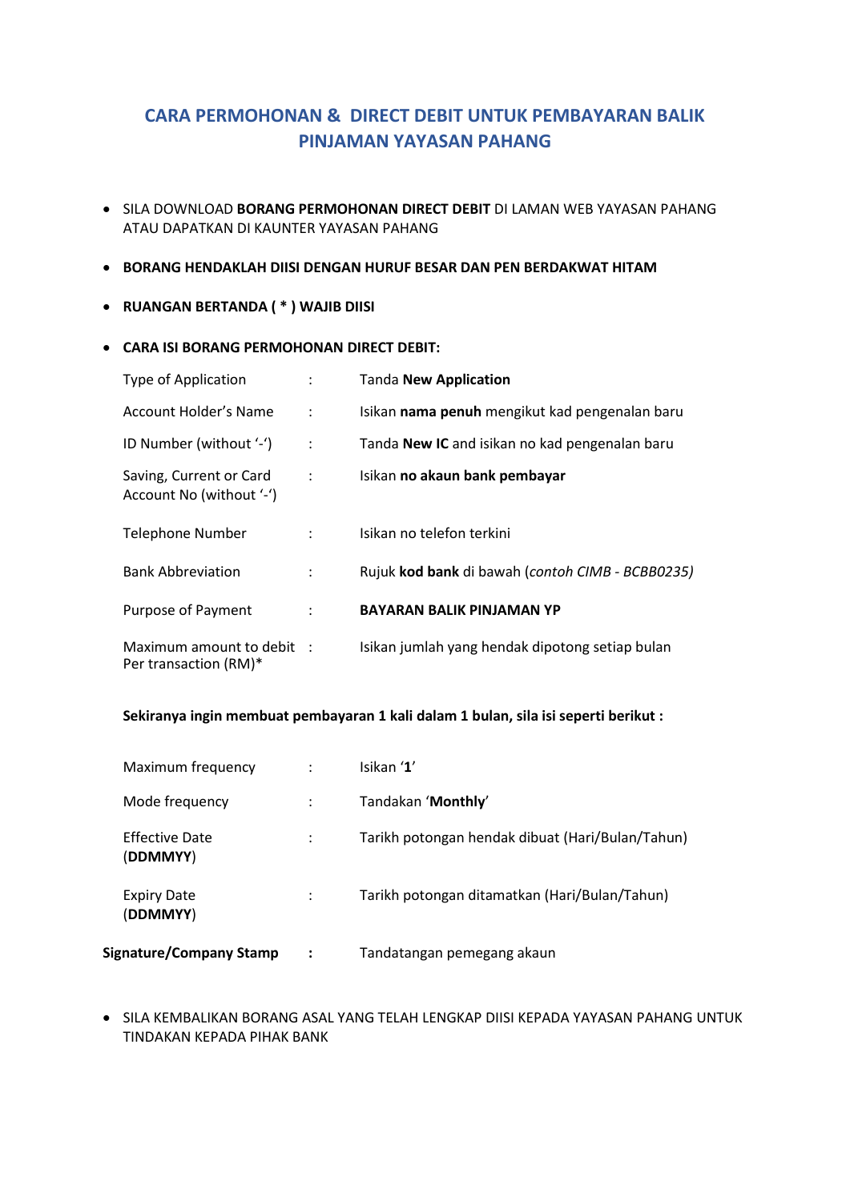## CARA PERMOHONAN & DIRECT DEBIT UNTUK PEMBAYARAN BALIK PINJAMAN YAYASAN PAHANG

- SILA DOWNLOAD **BORANG PERMOHONAN DIRECT DEBIT** DI LAMAN WEB YAYASAN PAHANG ATAU DAPATKAN DI KAUNTER YAYASAN PAHANG
- **BORANG HENDAKLAH DIISI DENGAN HURUF BESAR DAN PEN BERDAKWAT HITAM**
- **RUANGAN BERTANDA ( * ) WAJIB DIISI**
- **CARA ISI BORANG PERMOHONAN DIRECT DEBIT:**

| | | |
|---|---|---|
| Type of Application | : | Tanda **New Application** |
| Account Holder's Name | : | Isikan **nama penuh** mengikut kad pengenalan baru |
| ID Number (without '-') | : | Tanda **New IC** and isikan no kad pengenalan baru |
| Saving, Current or Card Account No (without '-') | : | Isikan **no akaun bank pembayar** |
| Telephone Number | : | Isikan no telefon terkini |
| Bank Abbreviation | : | Rujuk **kod bank** di bawah (*contoh CIMB - BCBB0235)* |
| Purpose of Payment | : | **BAYARAN BALIK PINJAMAN YP** |
| Maximum amount to debit Per transaction (RM)* | : | Isikan jumlah yang hendak dipotong setiap bulan |

**Sekiranya ingin membuat pembayaran 1 kali dalam 1 bulan, sila isi seperti berikut :**

| | | |
|---|---|---|
| Maximum frequency | : | Isikan '**1**' |
| Mode frequency | : | Tandakan '**Monthly**' |
| Effective Date (**DDMMYY**) | : | Tarikh potongan hendak dibuat (Hari/Bulan/Tahun) |
| Expiry Date (**DDMMYY**) | : | Tarikh potongan ditamatkan (Hari/Bulan/Tahun) |
| **Signature/Company Stamp** | **:** | Tandatangan pemegang akaun |

- SILA KEMBALIKAN BORANG ASAL YANG TELAH LENGKAP DIISI KEPADA YAYASAN PAHANG UNTUK TINDAKAN KEPADA PIHAK BANK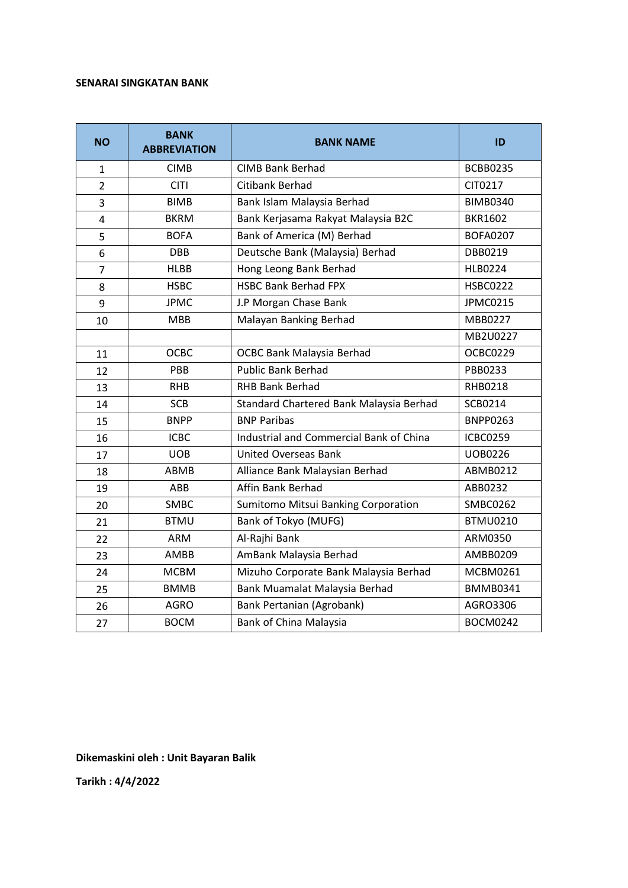**SENARAI SINGKATAN BANK**

| NO | BANK ABBREVIATION | BANK NAME | ID |
|---|---|---|---|
| 1 | CIMB | CIMB Bank Berhad | BCBB0235 |
| 2 | CITI | Citibank Berhad | CIT0217 |
| 3 | BIMB | Bank Islam Malaysia Berhad | BIMB0340 |
| 4 | BKRM | Bank Kerjasama Rakyat Malaysia B2C | BKR1602 |
| 5 | BOFA | Bank of America (M) Berhad | BOFA0207 |
| 6 | DBB | Deutsche Bank (Malaysia) Berhad | DBB0219 |
| 7 | HLBB | Hong Leong Bank Berhad | HLB0224 |
| 8 | HSBC | HSBC Bank Berhad FPX | HSBC0222 |
| 9 | JPMC | J.P Morgan Chase Bank | JPMC0215 |
| 10 | MBB | Malayan Banking Berhad | MBB0227 |
| | | | MB2U0227 |
| 11 | OCBC | OCBC Bank Malaysia Berhad | OCBC0229 |
| 12 | PBB | Public Bank Berhad | PBB0233 |
| 13 | RHB | RHB Bank Berhad | RHB0218 |
| 14 | SCB | Standard Chartered Bank Malaysia Berhad | SCB0214 |
| 15 | BNPP | BNP Paribas | BNPP0263 |
| 16 | ICBC | Industrial and Commercial Bank of China | ICBC0259 |
| 17 | UOB | United Overseas Bank | UOB0226 |
| 18 | ABMB | Alliance Bank Malaysian Berhad | ABMB0212 |
| 19 | ABB | Affin Bank Berhad | ABB0232 |
| 20 | SMBC | Sumitomo Mitsui Banking Corporation | SMBC0262 |
| 21 | BTMU | Bank of Tokyo (MUFG) | BTMU0210 |
| 22 | ARM | Al-Rajhi Bank | ARM0350 |
| 23 | AMBB | AmBank Malaysia Berhad | AMBB0209 |
| 24 | MCBM | Mizuho Corporate Bank Malaysia Berhad | MCBM0261 |
| 25 | BMMB | Bank Muamalat Malaysia Berhad | BMMB0341 |
| 26 | AGRO | Bank Pertanian (Agrobank) | AGRO3306 |
| 27 | BOCM | Bank of China Malaysia | BOCM0242 |

**Dikemaskini oleh : Unit Bayaran Balik**

**Tarikh : 4/4/2022**